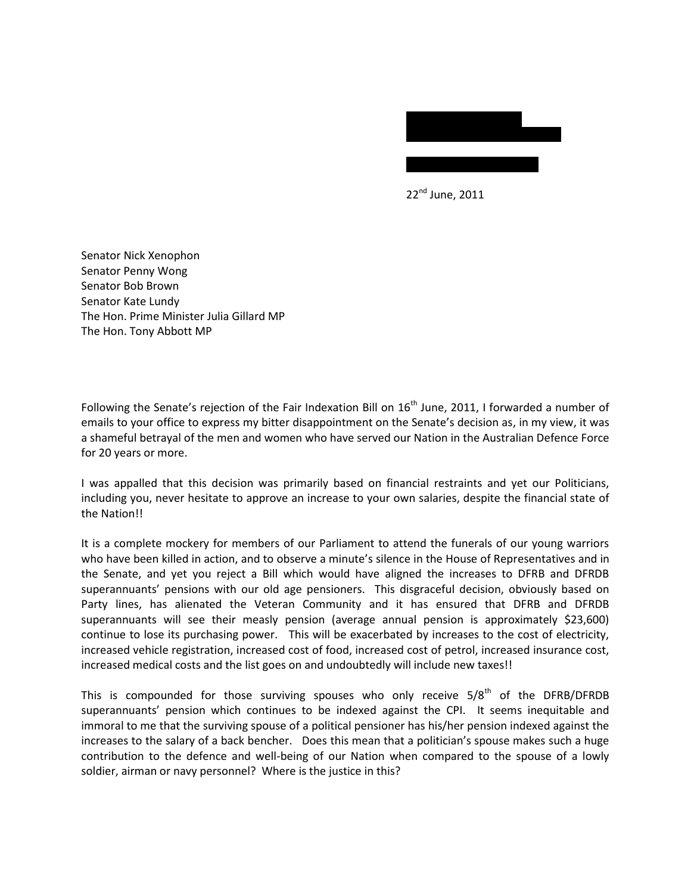22nd June, 2011

Senator Nick Xenophon
Senator Penny Wong
Senator Bob Brown
Senator Kate Lundy
The Hon. Prime Minister Julia Gillard MP
The Hon. Tony Abbott MP

Following the Senate's rejection of the Fair Indexation Bill on 16th June, 2011, I forwarded a number of emails to your office to express my bitter disappointment on the Senate's decision as, in my view, it was a shameful betrayal of the men and women who have served our Nation in the Australian Defence Force for 20 years or more.

I was appalled that this decision was primarily based on financial restraints and yet our Politicians, including you, never hesitate to approve an increase to your own salaries, despite the financial state of the Nation!!

It is a complete mockery for members of our Parliament to attend the funerals of our young warriors who have been killed in action, and to observe a minute's silence in the House of Representatives and in the Senate, and yet you reject a Bill which would have aligned the increases to DFRB and DFRDB superannuants' pensions with our old age pensioners. This disgraceful decision, obviously based on Party lines, has alienated the Veteran Community and it has ensured that DFRB and DFRDB superannuants will see their measly pension (average annual pension is approximately $23,600) continue to lose its purchasing power. This will be exacerbated by increases to the cost of electricity, increased vehicle registration, increased cost of food, increased cost of petrol, increased insurance cost, increased medical costs and the list goes on and undoubtedly will include new taxes!!

This is compounded for those surviving spouses who only receive 5/8th of the DFRB/DFRDB superannuants' pension which continues to be indexed against the CPI. It seems inequitable and immoral to me that the surviving spouse of a political pensioner has his/her pension indexed against the increases to the salary of a back bencher. Does this mean that a politician's spouse makes such a huge contribution to the defence and well-being of our Nation when compared to the spouse of a lowly soldier, airman or navy personnel? Where is the justice in this?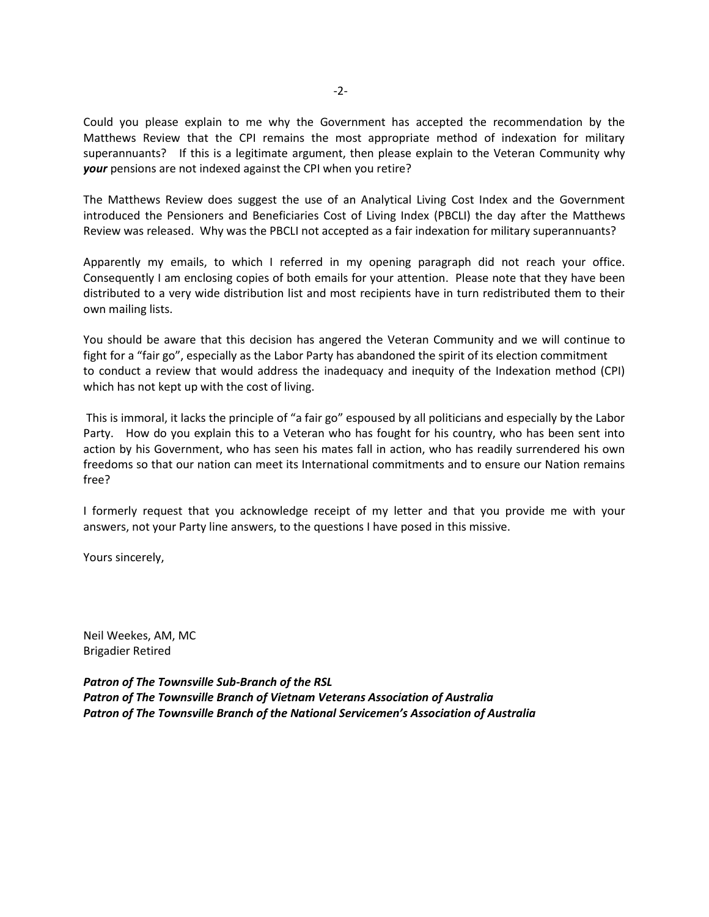Could you please explain to me why the Government has accepted the recommendation by the Matthews Review that the CPI remains the most appropriate method of indexation for military superannuants? If this is a legitimate argument, then please explain to the Veteran Community why ***your*** pensions are not indexed against the CPI when you retire?

The Matthews Review does suggest the use of an Analytical Living Cost Index and the Government introduced the Pensioners and Beneficiaries Cost of Living Index (PBCLI) the day after the Matthews Review was released. Why was the PBCLI not accepted as a fair indexation for military superannuants?

Apparently my emails, to which I referred in my opening paragraph did not reach your office. Consequently I am enclosing copies of both emails for your attention. Please note that they have been distributed to a very wide distribution list and most recipients have in turn redistributed them to their own mailing lists.

You should be aware that this decision has angered the Veteran Community and we will continue to fight for a "fair go", especially as the Labor Party has abandoned the spirit of its election commitment to conduct a review that would address the inadequacy and inequity of the Indexation method (CPI) which has not kept up with the cost of living.

This is immoral, it lacks the principle of "a fair go" espoused by all politicians and especially by the Labor Party. How do you explain this to a Veteran who has fought for his country, who has been sent into action by his Government, who has seen his mates fall in action, who has readily surrendered his own freedoms so that our nation can meet its International commitments and to ensure our Nation remains free?

I formerly request that you acknowledge receipt of my letter and that you provide me with your answers, not your Party line answers, to the questions I have posed in this missive.

Yours sincerely,

Neil Weekes, AM, MC
Brigadier Retired

***Patron of The Townsville Sub-Branch of the RSL***
***Patron of The Townsville Branch of Vietnam Veterans Association of Australia***
***Patron of The Townsville Branch of the National Servicemen's Association of Australia***